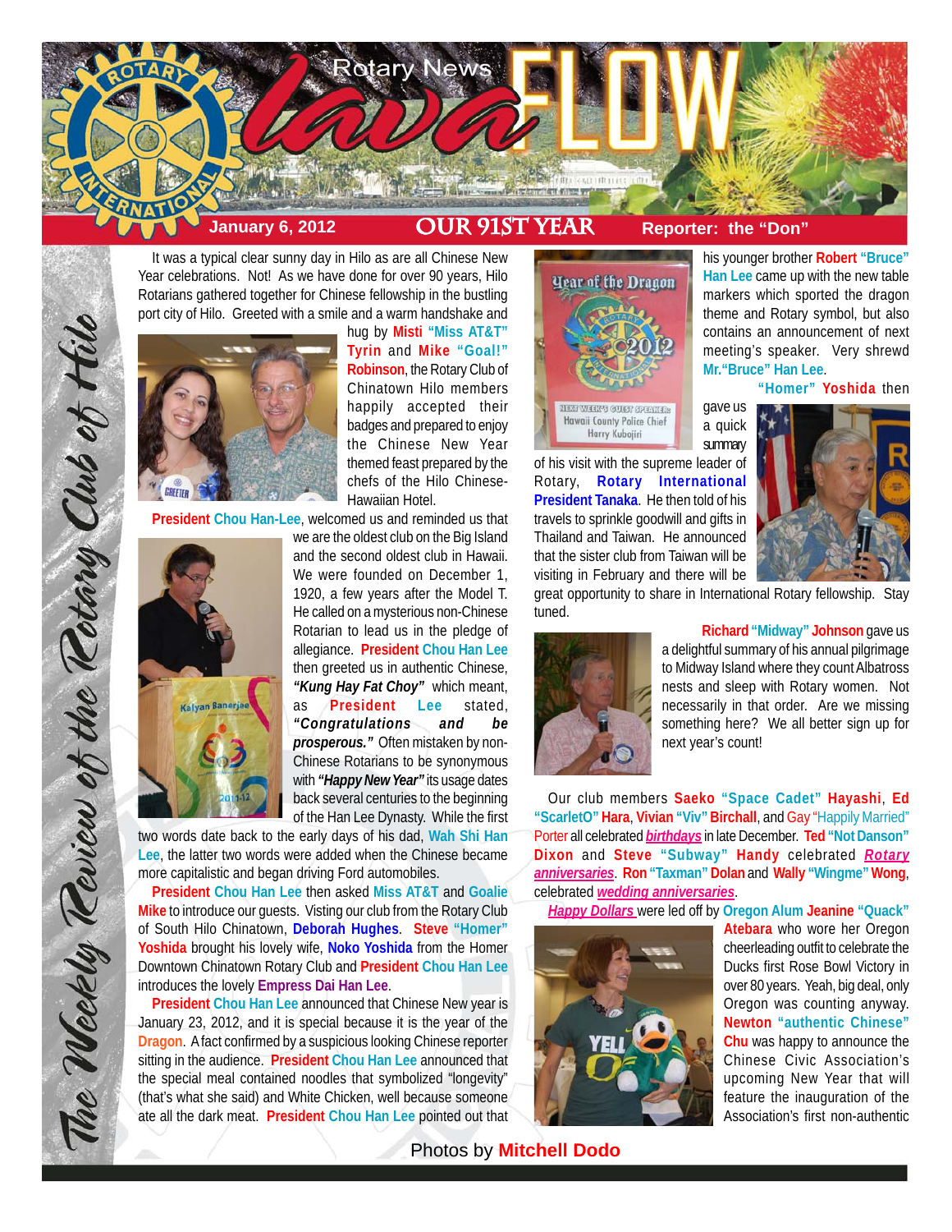# Rotary News Lava FLOW

**January 6, 2012** | **OUR 91ST YEAR** | **Reporter: the "Don"**

*The Weekly Review of the Rotary Club of Hilo*

It was a typical clear sunny day in Hilo as are all Chinese New Year celebrations. Not! As we have done for over 90 years, Hilo Rotarians gathered together for Chinese fellowship in the bustling port city of Hilo. Greeted with a smile and a warm handshake and hug by **Misti "Miss AT&T" Tyrin** and **Mike "Goal!" Robinson**, the Rotary Club of Chinatown Hilo members happily accepted their badges and prepared to enjoy the Chinese New Year themed feast prepared by the chefs of the Hilo Chinese-Hawaiian Hotel.

**President Chou Han-Lee**, welcomed us and reminded us that we are the oldest club on the Big Island and the second oldest club in Hawaii. We were founded on December 1, 1920, a few years after the Model T. He called on a mysterious non-Chinese Rotarian to lead us in the pledge of allegiance. **President Chou Han Lee** then greeted us in authentic Chinese, ***"Kung Hay Fat Choy"*** which meant, as **President Lee** stated, ***"Congratulations and be prosperous."*** Often mistaken by non-Chinese Rotarians to be synonymous with ***"Happy New Year"*** its usage dates back several centuries to the beginning of the Han Lee Dynasty. While the first two words date back to the early days of his dad, **Wah Shi Han Lee**, the latter two words were added when the Chinese became more capitalistic and began driving Ford automobiles.

**President Chou Han Lee** then asked **Miss AT&T** and **Goalie Mike** to introduce our guests. Visting our club from the Rotary Club of South Hilo Chinatown, **Deborah Hughes**. **Steve "Homer" Yoshida** brought his lovely wife, **Noko Yoshida** from the Homer Downtown Chinatown Rotary Club and **President Chou Han Lee** introduces the lovely **Empress Dai Han Lee**.

**President Chou Han Lee** announced that Chinese New year is January 23, 2012, and it is special because it is the year of the **Dragon**. A fact confirmed by a suspicious looking Chinese reporter sitting in the audience. **President Chou Han Lee** announced that the special meal contained noodles that symbolized "longevity" (that's what she said) and White Chicken, well because someone ate all the dark meat. **President Chou Han Lee** pointed out that his younger brother **Robert "Bruce" Han Lee** came up with the new table markers which sported the dragon theme and Rotary symbol, but also contains an announcement of next meeting's speaker. Very shrewd **Mr."Bruce" Han Lee**.

Year of the Dragon 2012 — NEXT WEEK'S GUEST SPEAKER: Hawaii County Police Chief Harry Kubojiri

**"Homer" Yoshida** then gave us a quick summary of his visit with the supreme leader of Rotary, **Rotary International President Tanaka**. He then told of his travels to sprinkle goodwill and gifts in Thailand and Taiwan. He announced that the sister club from Taiwan will be visiting in February and there will be great opportunity to share in International Rotary fellowship. Stay tuned.

**Richard "Midway" Johnson** gave us a delightful summary of his annual pilgrimage to Midway Island where they count Albatross nests and sleep with Rotary women. Not necessarily in that order. Are we missing something here? We all better sign up for next year's count!

Our club members **Saeko "Space Cadet" Hayashi**, **Ed "ScarletO" Hara**, **Vivian "Viv" Birchall**, and **Gay "Happily Married" Porter** all celebrated ***birthdays*** in late December. **Ted "Not Danson" Dixon** and **Steve "Subway" Handy** celebrated ***Rotary anniversaries***. **Ron "Taxman" Dolan** and **Wally "Wingme" Wong**, celebrated ***wedding anniversaries***.

***Happy Dollars*** were led off by **Oregon Alum Jeanine "Quack" Atebara** who wore her Oregon cheerleading outfit to celebrate the Ducks first Rose Bowl Victory in over 80 years. Yeah, big deal, only Oregon was counting anyway. **Newton "authentic Chinese" Chu** was happy to announce the Chinese Civic Association's upcoming New Year that will feature the inauguration of the Association's first non-authentic

Photos by **Mitchell Dodo**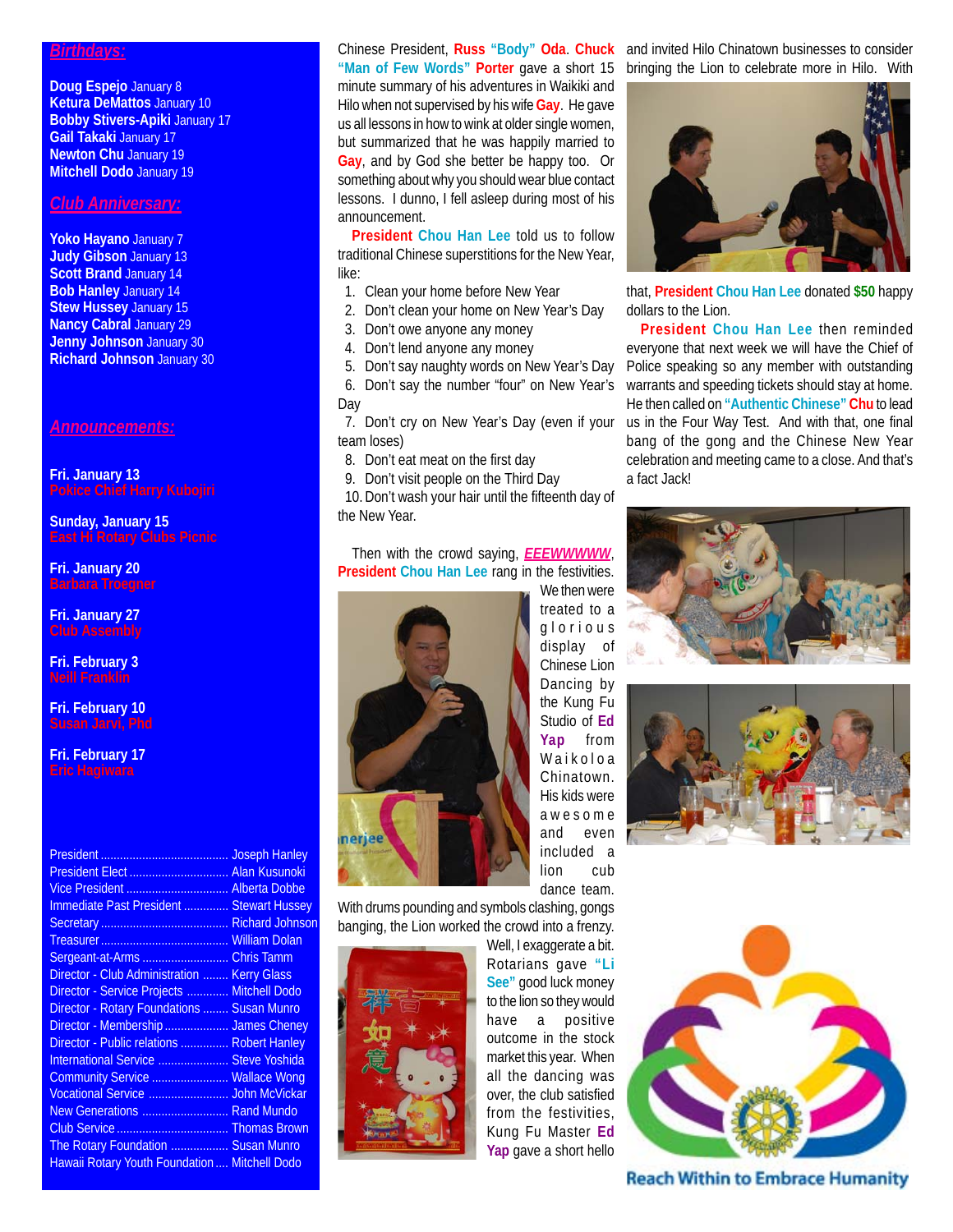## Birthdays:

**Doug Espejo** January 8
**Ketura DeMattos** January 10
**Bobby Stivers-Apiki** January 17
**Gail Takaki** January 17
**Newton Chu** January 19
**Mitchell Dodo** January 19

## Club Anniversary:

**Yoko Hayano** January 7
**Judy Gibson** January 13
**Scott Brand** January 14
**Bob Hanley** January 14
**Stew Hussey** January 15
**Nancy Cabral** January 29
**Jenny Johnson** January 30
**Richard Johnson** January 30

## Announcements:

**Fri. January 13**
Pokice Chief Harry Kubojiri

**Sunday, January 15**
East Hi Rotary Clubs Picnic

**Fri. January 20**
Barbara Troegner

**Fri. January 27**
Club Assembly

**Fri. February 3**
Neill Franklin

**Fri. February 10**
Susan Jarvi, Phd

**Fri. February 17**
Eric Hagiwara

| | |
|---|---|
| President | Joseph Hanley |
| President Elect | Alan Kusunoki |
| Vice President | Alberta Dobbe |
| Immediate Past President | Stewart Hussey |
| Secretary | Richard Johnson |
| Treasurer | William Dolan |
| Sergeant-at-Arms | Chris Tamm |
| Director - Club Administration | Kerry Glass |
| Director - Service Projects | Mitchell Dodo |
| Director - Rotary Foundations | Susan Munro |
| Director - Membership | James Cheney |
| Director - Public relations | Robert Hanley |
| International Service | Steve Yoshida |
| Community Service | Wallace Wong |
| Vocational Service | John McVickar |
| New Generations | Rand Mundo |
| Club Service | Thomas Brown |
| The Rotary Foundation | Susan Munro |
| Hawaii Rotary Youth Foundation | Mitchell Dodo |

Chinese President, **Russ "Body" Oda**. **Chuck "Man of Few Words" Porter** gave a short 15 minute summary of his adventures in Waikiki and Hilo when not supervised by his wife **Gay**. He gave us all lessons in how to wink at older single women, but summarized that he was happily married to **Gay**, and by God she better be happy too. Or something about why you should wear blue contact lessons. I dunno, I fell asleep during most of his announcement.

**President Chou Han Lee** told us to follow traditional Chinese superstitions for the New Year, like:

1. Clean your home before New Year
2. Don't clean your home on New Year's Day
3. Don't owe anyone any money
4. Don't lend anyone any money
5. Don't say naughty words on New Year's Day
6. Don't say the number "four" on New Year's Day
7. Don't cry on New Year's Day (even if your team loses)
8. Don't eat meat on the first day
9. Don't visit people on the Third Day
10. Don't wash your hair until the fifteenth day of the New Year.

Then with the crowd saying, ***EEEWWWWW***, **President Chou Han Lee** rang in the festivities. We then were treated to a glorious display of Chinese Lion Dancing by the Kung Fu Studio of **Ed Yap** from Waikoloa Chinatown. His kids were awesome and even included a lion cub dance team. With drums pounding and symbols clashing, gongs banging, the Lion worked the crowd into a frenzy. Well, I exaggerate a bit. Rotarians gave **"Li See"** good luck money to the lion so they would have a positive outcome in the stock market this year. When all the dancing was over, the club satisfied from the festivities, Kung Fu Master **Ed Yap** gave a short hello and invited Hilo Chinatown businesses to consider bringing the Lion to celebrate more in Hilo. With that, **President Chou Han Lee** donated **$50** happy dollars to the Lion.

**President Chou Han Lee** then reminded everyone that next week we will have the Chief of Police speaking so any member with outstanding warrants and speeding tickets should stay at home. He then called on **"Authentic Chinese" Chu** to lead us in the Four Way Test. And with that, one final bang of the gong and the Chinese New Year celebration and meeting came to a close. And that's a fact Jack!

Reach Within to Embrace Humanity